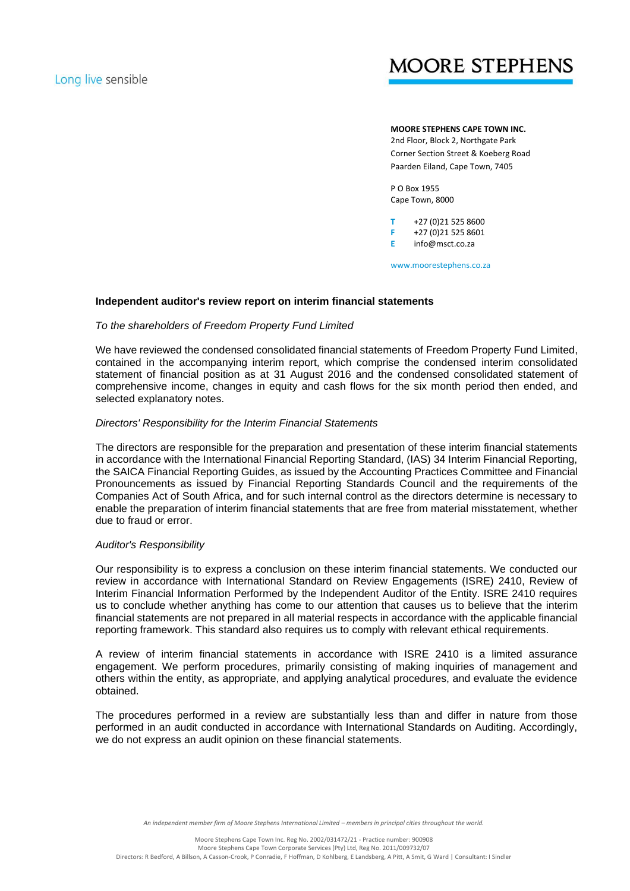Long live sensible

MOORE STEPHENS

**MOORE STEPHENS CAPE TOWN INC.**
2nd Floor, Block 2, Northgate Park
Corner Section Street & Koeberg Road
Paarden Eiland, Cape Town, 7405

P O Box 1955
Cape Town, 8000

**T** +27 (0)21 525 8600
**F** +27 (0)21 525 8601
**E** info@msct.co.za

www.moorestephens.co.za

**Independent auditor's review report on interim financial statements**

*To the shareholders of Freedom Property Fund Limited*

We have reviewed the condensed consolidated financial statements of Freedom Property Fund Limited, contained in the accompanying interim report, which comprise the condensed interim consolidated statement of financial position as at 31 August 2016 and the condensed consolidated statement of comprehensive income, changes in equity and cash flows for the six month period then ended, and selected explanatory notes.

*Directors' Responsibility for the Interim Financial Statements*

The directors are responsible for the preparation and presentation of these interim financial statements in accordance with the International Financial Reporting Standard, (IAS) 34 Interim Financial Reporting, the SAICA Financial Reporting Guides, as issued by the Accounting Practices Committee and Financial Pronouncements as issued by Financial Reporting Standards Council and the requirements of the Companies Act of South Africa, and for such internal control as the directors determine is necessary to enable the preparation of interim financial statements that are free from material misstatement, whether due to fraud or error.

*Auditor's Responsibility*

Our responsibility is to express a conclusion on these interim financial statements. We conducted our review in accordance with International Standard on Review Engagements (ISRE) 2410, Review of Interim Financial Information Performed by the Independent Auditor of the Entity. ISRE 2410 requires us to conclude whether anything has come to our attention that causes us to believe that the interim financial statements are not prepared in all material respects in accordance with the applicable financial reporting framework. This standard also requires us to comply with relevant ethical requirements.

A review of interim financial statements in accordance with ISRE 2410 is a limited assurance engagement. We perform procedures, primarily consisting of making inquiries of management and others within the entity, as appropriate, and applying analytical procedures, and evaluate the evidence obtained.

The procedures performed in a review are substantially less than and differ in nature from those performed in an audit conducted in accordance with International Standards on Auditing. Accordingly, we do not express an audit opinion on these financial statements.

*An independent member firm of Moore Stephens International Limited – members in principal cities throughout the world.*

Moore Stephens Cape Town Inc. Reg No. 2002/031472/21 - Practice number: 900908
Moore Stephens Cape Town Corporate Services (Pty) Ltd, Reg No. 2011/009732/07
Directors: R Bedford, A Billson, A Casson-Crook, P Conradie, F Hoffman, D Kohlberg, E Landsberg, A Pitt, A Smit, G Ward | Consultant: I Sindler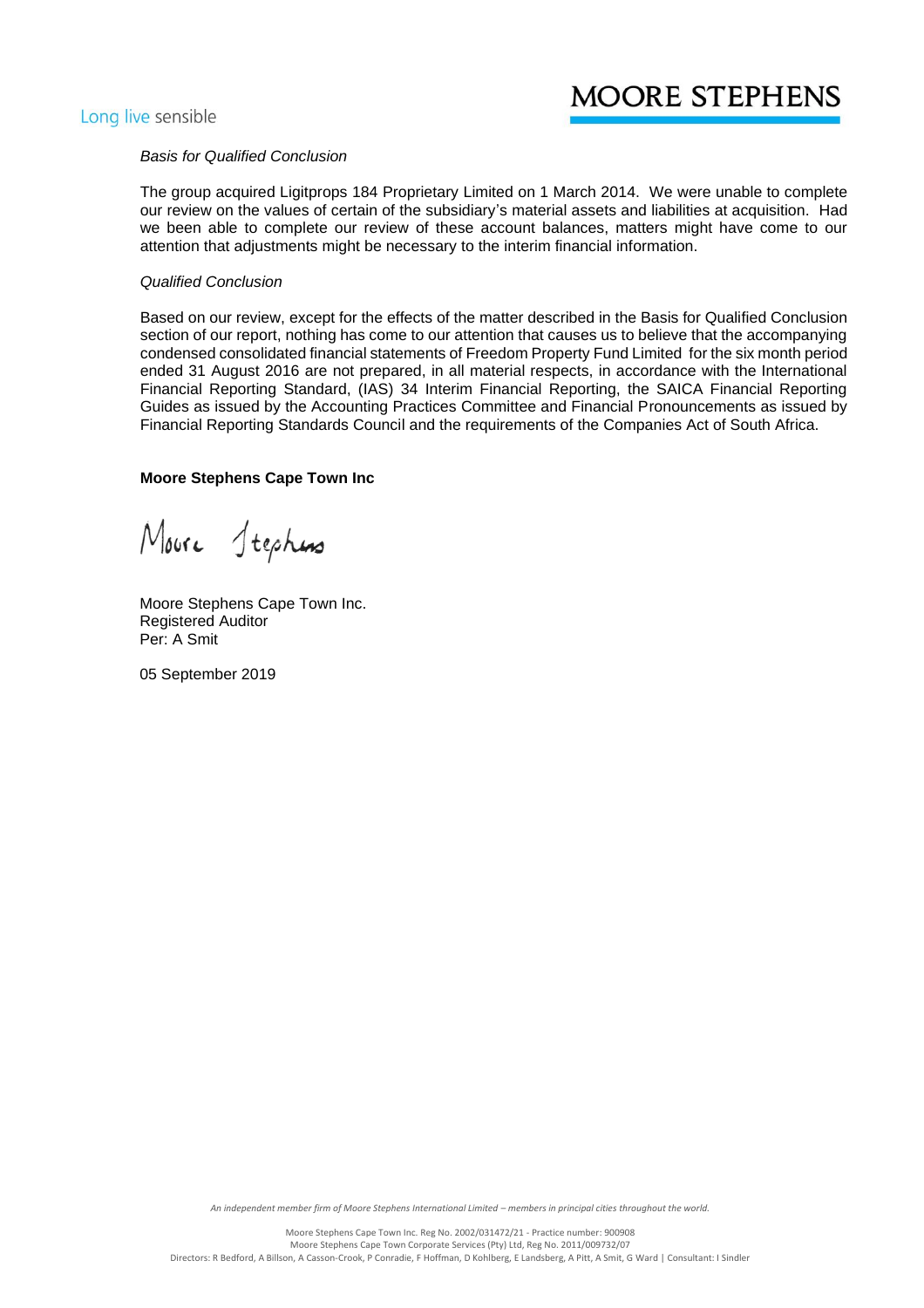*Basis for Qualified Conclusion*

The group acquired Ligitprops 184 Proprietary Limited on 1 March 2014. We were unable to complete our review on the values of certain of the subsidiary's material assets and liabilities at acquisition. Had we been able to complete our review of these account balances, matters might have come to our attention that adjustments might be necessary to the interim financial information.

*Qualified Conclusion*

Based on our review, except for the effects of the matter described in the Basis for Qualified Conclusion section of our report, nothing has come to our attention that causes us to believe that the accompanying condensed consolidated financial statements of Freedom Property Fund Limited for the six month period ended 31 August 2016 are not prepared, in all material respects, in accordance with the International Financial Reporting Standard, (IAS) 34 Interim Financial Reporting, the SAICA Financial Reporting Guides as issued by the Accounting Practices Committee and Financial Pronouncements as issued by Financial Reporting Standards Council and the requirements of the Companies Act of South Africa.

**Moore Stephens Cape Town Inc**

Moore Stephens

Moore Stephens Cape Town Inc.
Registered Auditor
Per: A Smit

05 September 2019

*An independent member firm of Moore Stephens International Limited – members in principal cities throughout the world.*

Moore Stephens Cape Town Inc. Reg No. 2002/031472/21 - Practice number: 900908
Moore Stephens Cape Town Corporate Services (Pty) Ltd, Reg No. 2011/009732/07
Directors: R Bedford, A Billson, A Casson-Crook, P Conradie, F Hoffman, D Kohlberg, E Landsberg, A Pitt, A Smit, G Ward | Consultant: I Sindler